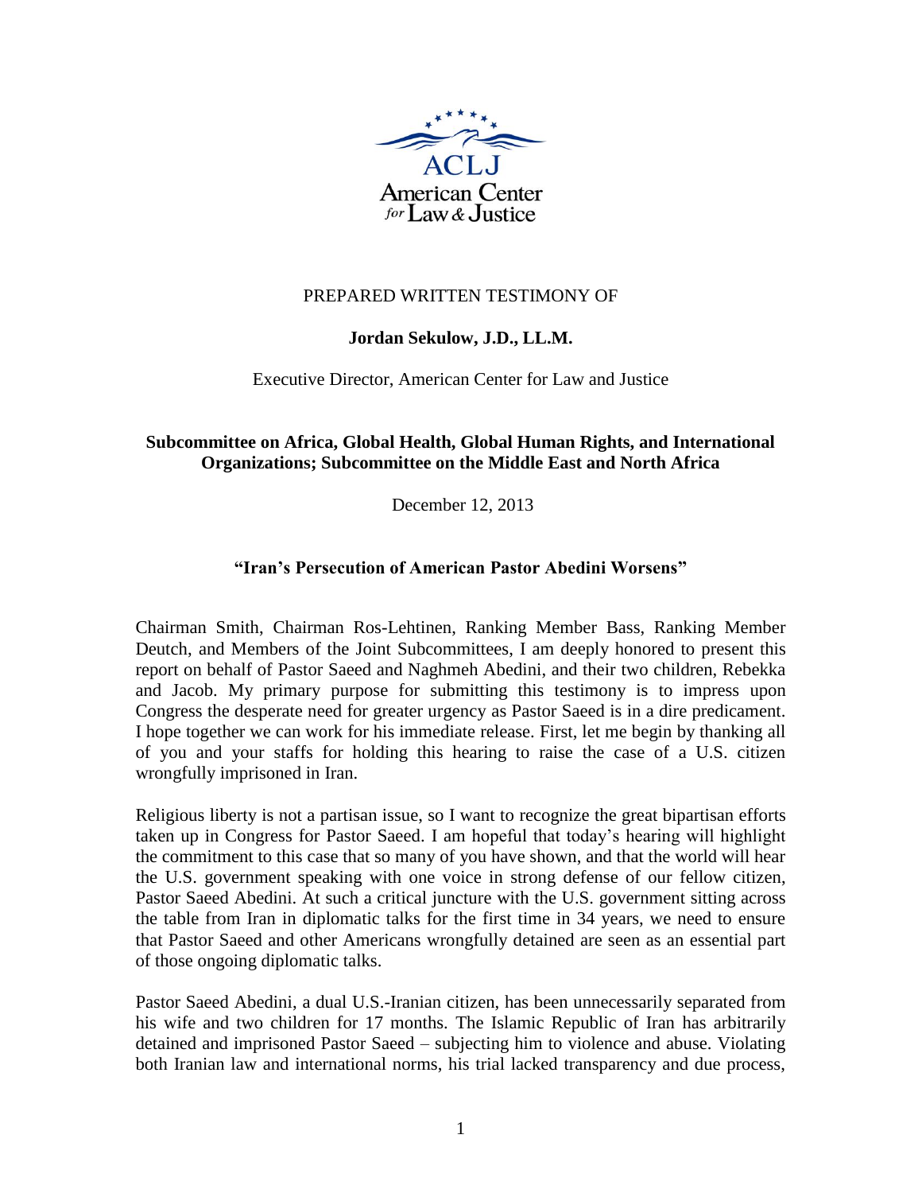ACLJ
American Center for Law & Justice

PREPARED WRITTEN TESTIMONY OF

**Jordan Sekulow, J.D., LL.M.**

Executive Director, American Center for Law and Justice

**Subcommittee on Africa, Global Health, Global Human Rights, and International Organizations; Subcommittee on the Middle East and North Africa**

December 12, 2013

## "Iran's Persecution of American Pastor Abedini Worsens"

Chairman Smith, Chairman Ros-Lehtinen, Ranking Member Bass, Ranking Member Deutch, and Members of the Joint Subcommittees, I am deeply honored to present this report on behalf of Pastor Saeed and Naghmeh Abedini, and their two children, Rebekka and Jacob. My primary purpose for submitting this testimony is to impress upon Congress the desperate need for greater urgency as Pastor Saeed is in a dire predicament. I hope together we can work for his immediate release. First, let me begin by thanking all of you and your staffs for holding this hearing to raise the case of a U.S. citizen wrongfully imprisoned in Iran.

Religious liberty is not a partisan issue, so I want to recognize the great bipartisan efforts taken up in Congress for Pastor Saeed. I am hopeful that today's hearing will highlight the commitment to this case that so many of you have shown, and that the world will hear the U.S. government speaking with one voice in strong defense of our fellow citizen, Pastor Saeed Abedini. At such a critical juncture with the U.S. government sitting across the table from Iran in diplomatic talks for the first time in 34 years, we need to ensure that Pastor Saeed and other Americans wrongfully detained are seen as an essential part of those ongoing diplomatic talks.

Pastor Saeed Abedini, a dual U.S.-Iranian citizen, has been unnecessarily separated from his wife and two children for 17 months. The Islamic Republic of Iran has arbitrarily detained and imprisoned Pastor Saeed – subjecting him to violence and abuse. Violating both Iranian law and international norms, his trial lacked transparency and due process,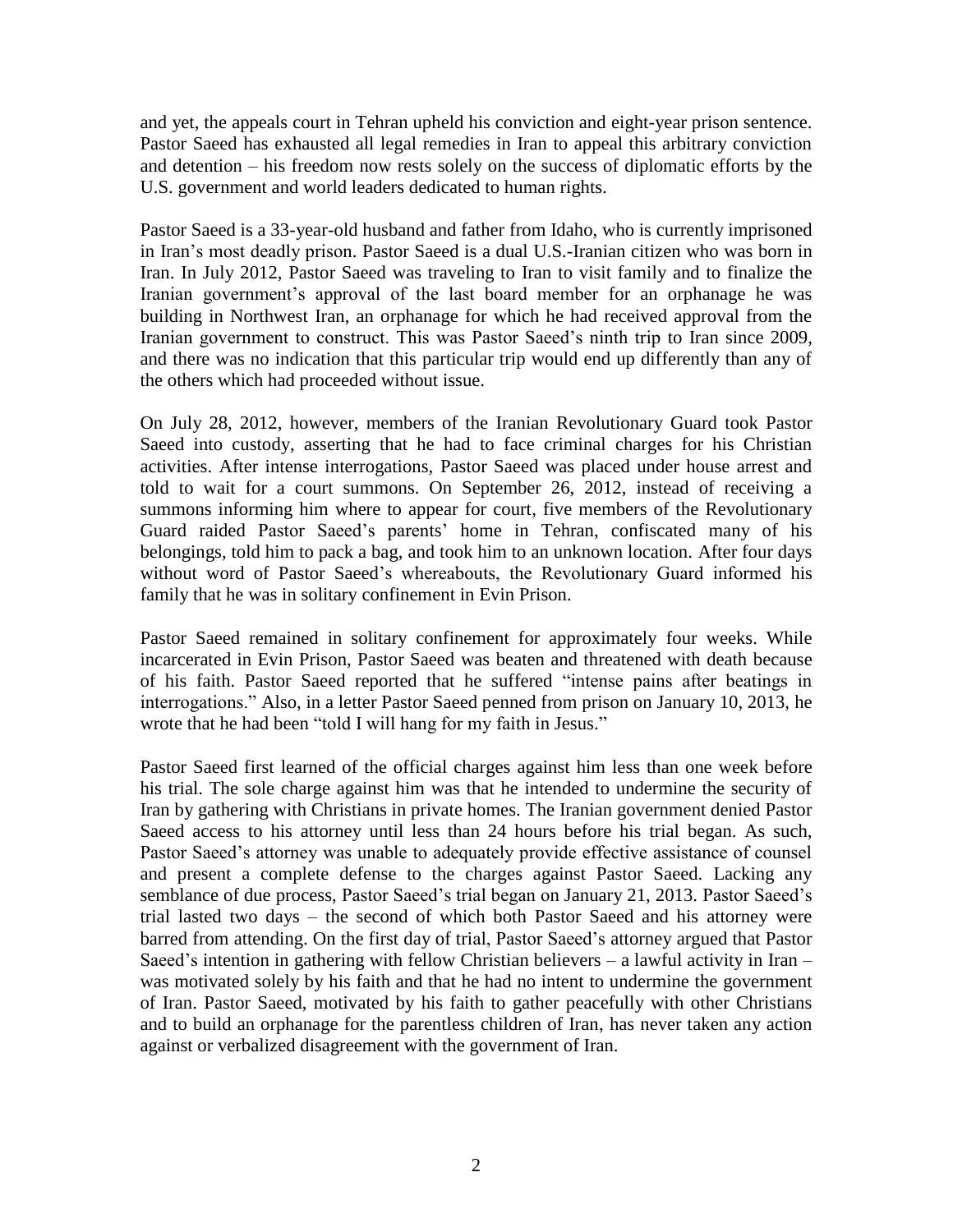and yet, the appeals court in Tehran upheld his conviction and eight-year prison sentence. Pastor Saeed has exhausted all legal remedies in Iran to appeal this arbitrary conviction and detention – his freedom now rests solely on the success of diplomatic efforts by the U.S. government and world leaders dedicated to human rights.

Pastor Saeed is a 33-year-old husband and father from Idaho, who is currently imprisoned in Iran's most deadly prison. Pastor Saeed is a dual U.S.-Iranian citizen who was born in Iran. In July 2012, Pastor Saeed was traveling to Iran to visit family and to finalize the Iranian government's approval of the last board member for an orphanage he was building in Northwest Iran, an orphanage for which he had received approval from the Iranian government to construct. This was Pastor Saeed's ninth trip to Iran since 2009, and there was no indication that this particular trip would end up differently than any of the others which had proceeded without issue.

On July 28, 2012, however, members of the Iranian Revolutionary Guard took Pastor Saeed into custody, asserting that he had to face criminal charges for his Christian activities. After intense interrogations, Pastor Saeed was placed under house arrest and told to wait for a court summons. On September 26, 2012, instead of receiving a summons informing him where to appear for court, five members of the Revolutionary Guard raided Pastor Saeed's parents' home in Tehran, confiscated many of his belongings, told him to pack a bag, and took him to an unknown location. After four days without word of Pastor Saeed's whereabouts, the Revolutionary Guard informed his family that he was in solitary confinement in Evin Prison.

Pastor Saeed remained in solitary confinement for approximately four weeks. While incarcerated in Evin Prison, Pastor Saeed was beaten and threatened with death because of his faith. Pastor Saeed reported that he suffered "intense pains after beatings in interrogations." Also, in a letter Pastor Saeed penned from prison on January 10, 2013, he wrote that he had been "told I will hang for my faith in Jesus."

Pastor Saeed first learned of the official charges against him less than one week before his trial. The sole charge against him was that he intended to undermine the security of Iran by gathering with Christians in private homes. The Iranian government denied Pastor Saeed access to his attorney until less than 24 hours before his trial began. As such, Pastor Saeed's attorney was unable to adequately provide effective assistance of counsel and present a complete defense to the charges against Pastor Saeed. Lacking any semblance of due process, Pastor Saeed's trial began on January 21, 2013. Pastor Saeed's trial lasted two days – the second of which both Pastor Saeed and his attorney were barred from attending. On the first day of trial, Pastor Saeed's attorney argued that Pastor Saeed's intention in gathering with fellow Christian believers – a lawful activity in Iran – was motivated solely by his faith and that he had no intent to undermine the government of Iran. Pastor Saeed, motivated by his faith to gather peacefully with other Christians and to build an orphanage for the parentless children of Iran, has never taken any action against or verbalized disagreement with the government of Iran.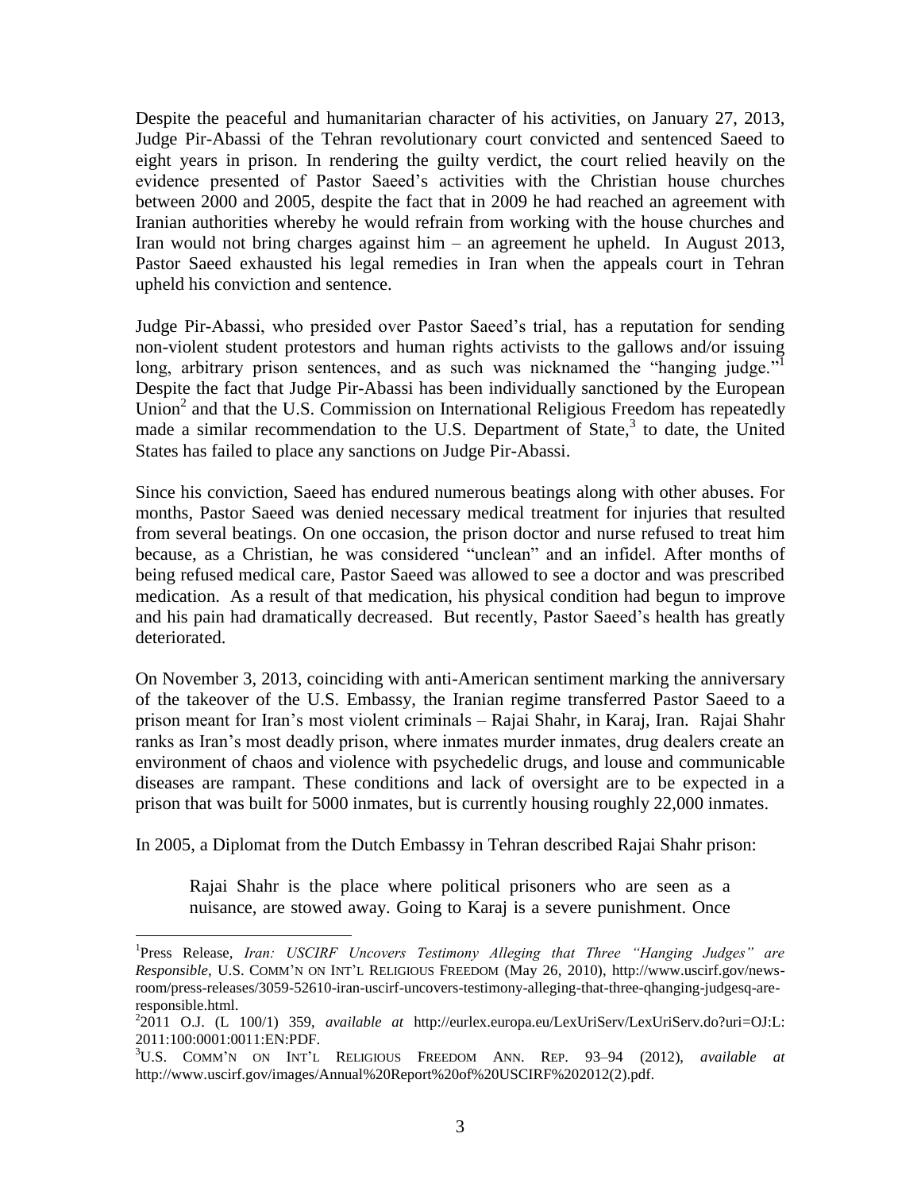Despite the peaceful and humanitarian character of his activities, on January 27, 2013, Judge Pir-Abassi of the Tehran revolutionary court convicted and sentenced Saeed to eight years in prison. In rendering the guilty verdict, the court relied heavily on the evidence presented of Pastor Saeed's activities with the Christian house churches between 2000 and 2005, despite the fact that in 2009 he had reached an agreement with Iranian authorities whereby he would refrain from working with the house churches and Iran would not bring charges against him – an agreement he upheld. In August 2013, Pastor Saeed exhausted his legal remedies in Iran when the appeals court in Tehran upheld his conviction and sentence.

Judge Pir-Abassi, who presided over Pastor Saeed's trial, has a reputation for sending non-violent student protestors and human rights activists to the gallows and/or issuing long, arbitrary prison sentences, and as such was nicknamed the "hanging judge."[1] Despite the fact that Judge Pir-Abassi has been individually sanctioned by the European Union[2] and that the U.S. Commission on International Religious Freedom has repeatedly made a similar recommendation to the U.S. Department of State,[3] to date, the United States has failed to place any sanctions on Judge Pir-Abassi.

Since his conviction, Saeed has endured numerous beatings along with other abuses. For months, Pastor Saeed was denied necessary medical treatment for injuries that resulted from several beatings. On one occasion, the prison doctor and nurse refused to treat him because, as a Christian, he was considered "unclean" and an infidel. After months of being refused medical care, Pastor Saeed was allowed to see a doctor and was prescribed medication. As a result of that medication, his physical condition had begun to improve and his pain had dramatically decreased. But recently, Pastor Saeed's health has greatly deteriorated.

On November 3, 2013, coinciding with anti-American sentiment marking the anniversary of the takeover of the U.S. Embassy, the Iranian regime transferred Pastor Saeed to a prison meant for Iran's most violent criminals – Rajai Shahr, in Karaj, Iran. Rajai Shahr ranks as Iran's most deadly prison, where inmates murder inmates, drug dealers create an environment of chaos and violence with psychedelic drugs, and louse and communicable diseases are rampant. These conditions and lack of oversight are to be expected in a prison that was built for 5000 inmates, but is currently housing roughly 22,000 inmates.

In 2005, a Diplomat from the Dutch Embassy in Tehran described Rajai Shahr prison:

> Rajai Shahr is the place where political prisoners who are seen as a nuisance, are stowed away. Going to Karaj is a severe punishment. Once

---

[1] Press Release, *Iran: USCIRF Uncovers Testimony Alleging that Three "Hanging Judges" are Responsible*, U.S. COMM'N ON INT'L RELIGIOUS FREEDOM (May 26, 2010), http://www.uscirf.gov/news-room/press-releases/3059-52610-iran-uscirf-uncovers-testimony-alleging-that-three-qhanging-judgesq-are-responsible.html.

[2] 2011 O.J. (L 100/1) 359, *available at* http://eurlex.europa.eu/LexUriServ/LexUriServ.do?uri=OJ:L:2011:100:0001:0011:EN:PDF.

[3] U.S. COMM'N ON INT'L RELIGIOUS FREEDOM ANN. REP. 93–94 (2012), *available at* http://www.uscirf.gov/images/Annual%20Report%20of%20USCIRF%202012(2).pdf.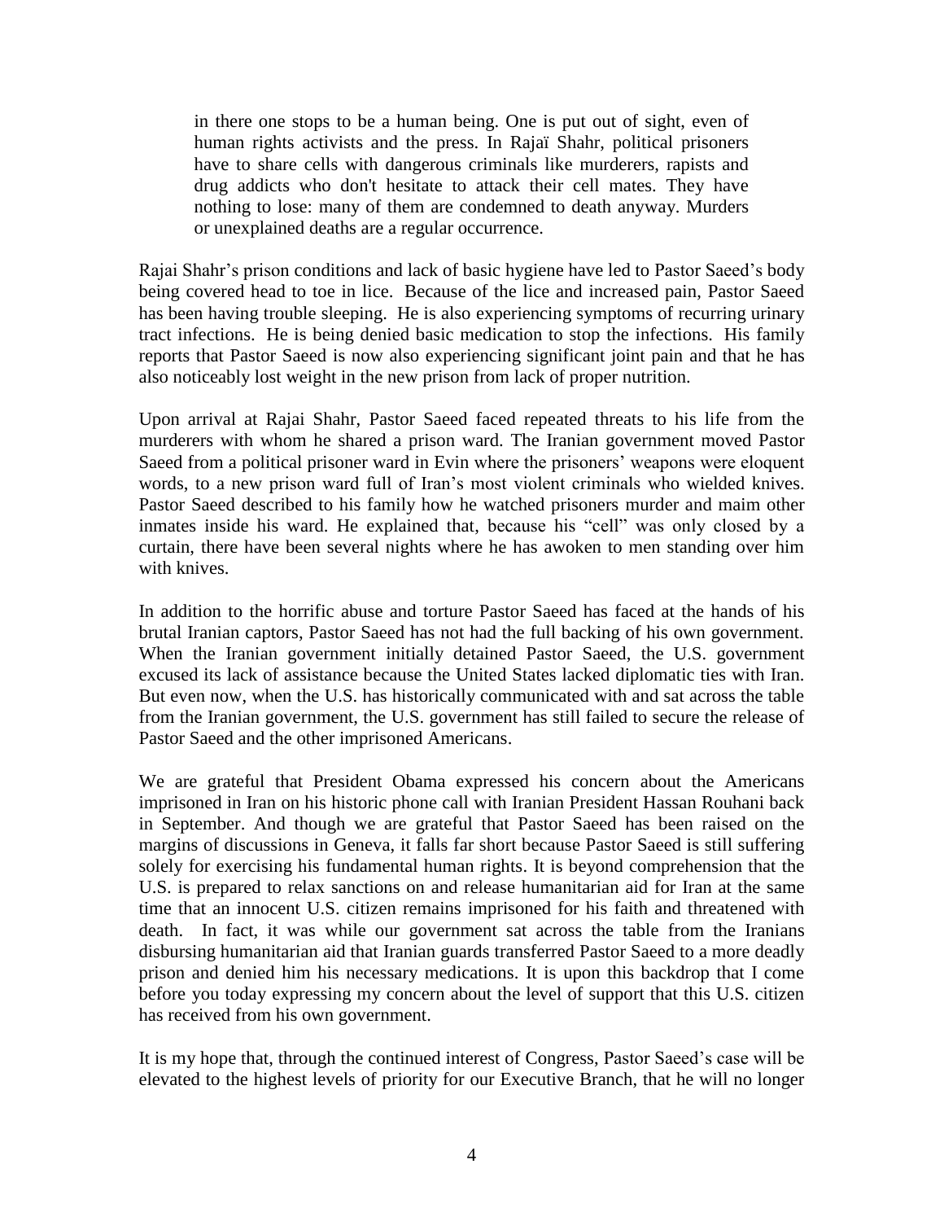> in there one stops to be a human being. One is put out of sight, even of human rights activists and the press. In Rajaï Shahr, political prisoners have to share cells with dangerous criminals like murderers, rapists and drug addicts who don't hesitate to attack their cell mates. They have nothing to lose: many of them are condemned to death anyway. Murders or unexplained deaths are a regular occurrence.

Rajai Shahr's prison conditions and lack of basic hygiene have led to Pastor Saeed's body being covered head to toe in lice. Because of the lice and increased pain, Pastor Saeed has been having trouble sleeping. He is also experiencing symptoms of recurring urinary tract infections. He is being denied basic medication to stop the infections. His family reports that Pastor Saeed is now also experiencing significant joint pain and that he has also noticeably lost weight in the new prison from lack of proper nutrition.

Upon arrival at Rajai Shahr, Pastor Saeed faced repeated threats to his life from the murderers with whom he shared a prison ward. The Iranian government moved Pastor Saeed from a political prisoner ward in Evin where the prisoners' weapons were eloquent words, to a new prison ward full of Iran's most violent criminals who wielded knives. Pastor Saeed described to his family how he watched prisoners murder and maim other inmates inside his ward. He explained that, because his "cell" was only closed by a curtain, there have been several nights where he has awoken to men standing over him with knives.

In addition to the horrific abuse and torture Pastor Saeed has faced at the hands of his brutal Iranian captors, Pastor Saeed has not had the full backing of his own government. When the Iranian government initially detained Pastor Saeed, the U.S. government excused its lack of assistance because the United States lacked diplomatic ties with Iran. But even now, when the U.S. has historically communicated with and sat across the table from the Iranian government, the U.S. government has still failed to secure the release of Pastor Saeed and the other imprisoned Americans.

We are grateful that President Obama expressed his concern about the Americans imprisoned in Iran on his historic phone call with Iranian President Hassan Rouhani back in September. And though we are grateful that Pastor Saeed has been raised on the margins of discussions in Geneva, it falls far short because Pastor Saeed is still suffering solely for exercising his fundamental human rights. It is beyond comprehension that the U.S. is prepared to relax sanctions on and release humanitarian aid for Iran at the same time that an innocent U.S. citizen remains imprisoned for his faith and threatened with death. In fact, it was while our government sat across the table from the Iranians disbursing humanitarian aid that Iranian guards transferred Pastor Saeed to a more deadly prison and denied him his necessary medications. It is upon this backdrop that I come before you today expressing my concern about the level of support that this U.S. citizen has received from his own government.

It is my hope that, through the continued interest of Congress, Pastor Saeed's case will be elevated to the highest levels of priority for our Executive Branch, that he will no longer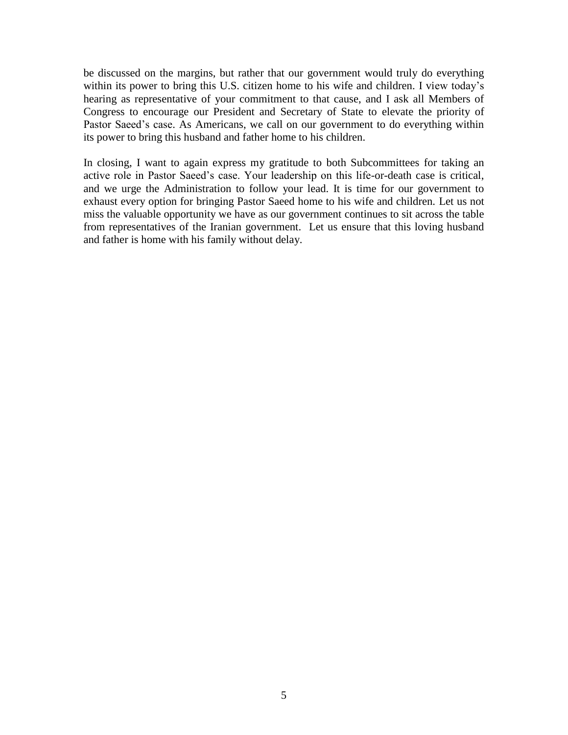be discussed on the margins, but rather that our government would truly do everything within its power to bring this U.S. citizen home to his wife and children. I view today's hearing as representative of your commitment to that cause, and I ask all Members of Congress to encourage our President and Secretary of State to elevate the priority of Pastor Saeed's case. As Americans, we call on our government to do everything within its power to bring this husband and father home to his children.

In closing, I want to again express my gratitude to both Subcommittees for taking an active role in Pastor Saeed's case. Your leadership on this life-or-death case is critical, and we urge the Administration to follow your lead. It is time for our government to exhaust every option for bringing Pastor Saeed home to his wife and children. Let us not miss the valuable opportunity we have as our government continues to sit across the table from representatives of the Iranian government. Let us ensure that this loving husband and father is home with his family without delay.